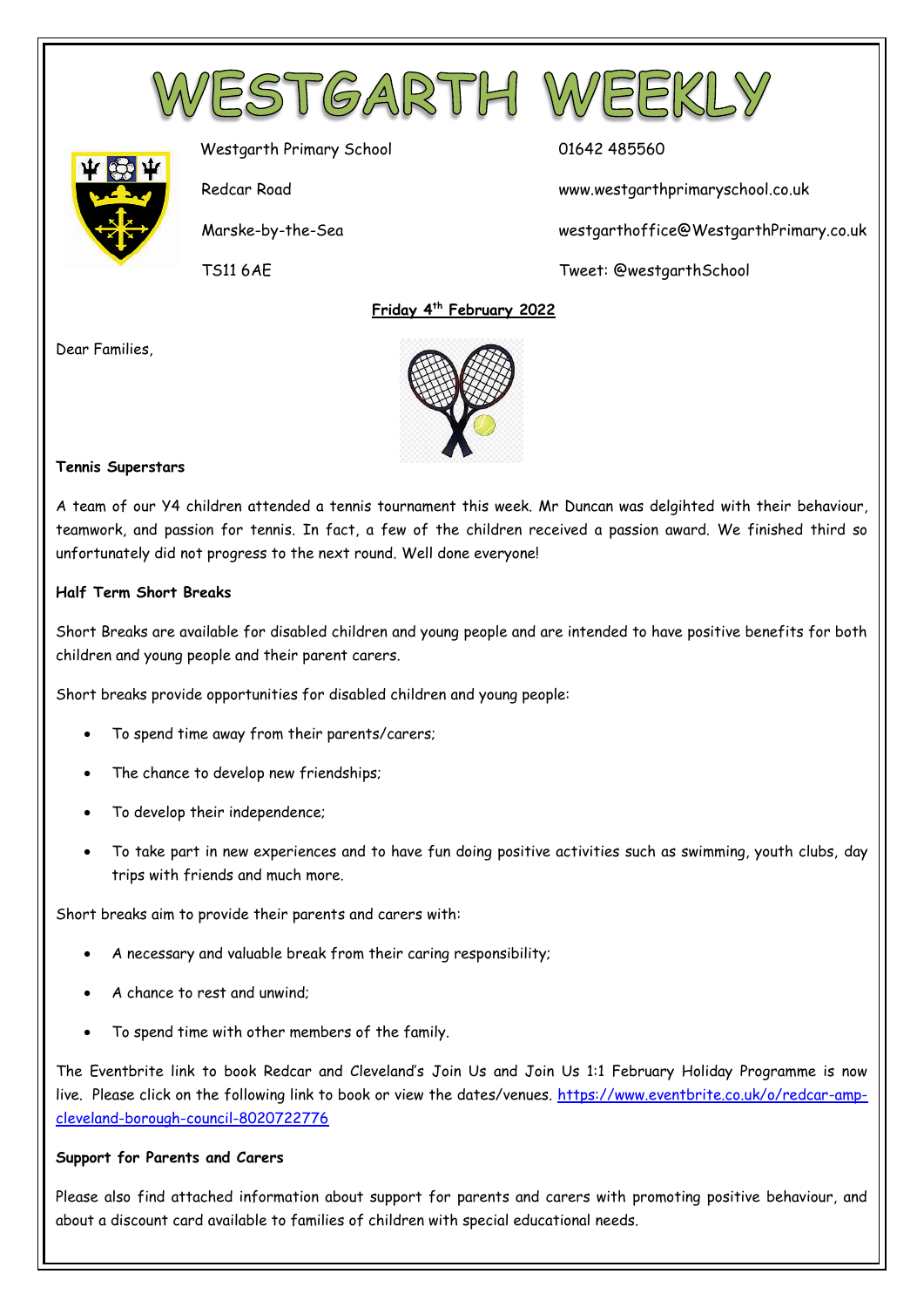# WESTGARTH WEEKLY

Westgarth Primary School
Redcar Road
Marske-by-the-Sea
TS11 6AE

01642 485560
www.westgarthprimaryschool.co.uk
westgarthoffice@WestgarthPrimary.co.uk
Tweet: @westgarthSchool

**Friday 4th February 2022**

Dear Families,

**Tennis Superstars**

A team of our Y4 children attended a tennis tournament this week. Mr Duncan was delgihted with their behaviour, teamwork, and passion for tennis. In fact, a few of the children received a passion award. We finished third so unfortunately did not progress to the next round. Well done everyone!

**Half Term Short Breaks**

Short Breaks are available for disabled children and young people and are intended to have positive benefits for both children and young people and their parent carers.

Short breaks provide opportunities for disabled children and young people:

- To spend time away from their parents/carers;
- The chance to develop new friendships;
- To develop their independence;
- To take part in new experiences and to have fun doing positive activities such as swimming, youth clubs, day trips with friends and much more.

Short breaks aim to provide their parents and carers with:

- A necessary and valuable break from their caring responsibility;
- A chance to rest and unwind;
- To spend time with other members of the family.

The Eventbrite link to book Redcar and Cleveland's Join Us and Join Us 1:1 February Holiday Programme is now live. Please click on the following link to book or view the dates/venues. https://www.eventbrite.co.uk/o/redcar-amp-cleveland-borough-council-8020722776

**Support for Parents and Carers**

Please also find attached information about support for parents and carers with promoting positive behaviour, and about a discount card available to families of children with special educational needs.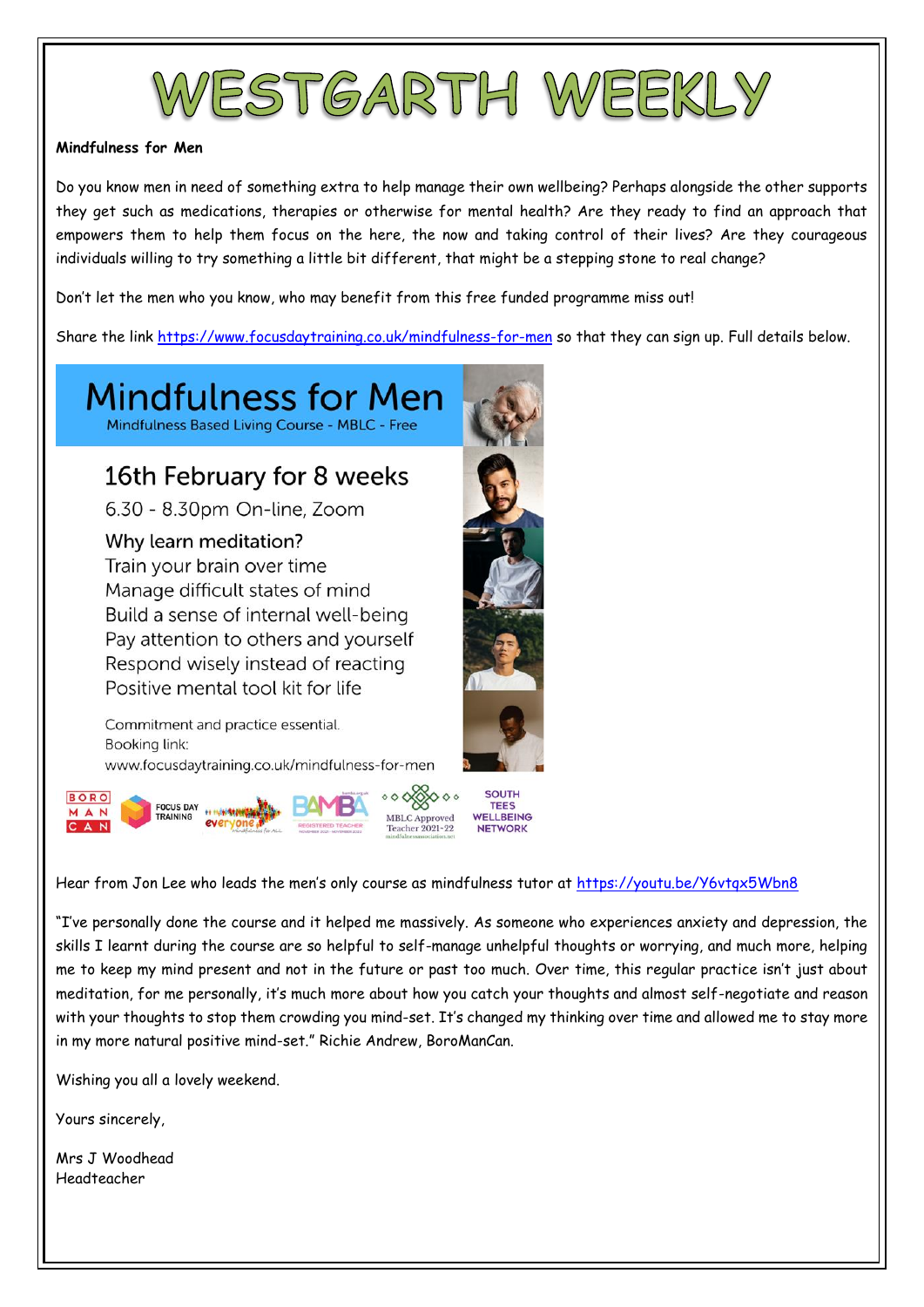# WESTGARTH WEEKLY

**Mindfulness for Men**

Do you know men in need of something extra to help manage their own wellbeing? Perhaps alongside the other supports they get such as medications, therapies or otherwise for mental health? Are they ready to find an approach that empowers them to help them focus on the here, the now and taking control of their lives? Are they courageous individuals willing to try something a little bit different, that might be a stepping stone to real change?

Don't let the men who you know, who may benefit from this free funded programme miss out!

Share the link https://www.focusdaytraining.co.uk/mindfulness-for-men so that they can sign up. Full details below.

## Mindfulness for Men

Mindfulness Based Living Course - MBLC - Free

### 16th February for 8 weeks

6.30 - 8.30pm On-line, Zoom

**Why learn meditation?**

Train your brain over time
Manage difficult states of mind
Build a sense of internal well-being
Pay attention to others and yourself
Respond wisely instead of reacting
Positive mental tool kit for life

Commitment and practice essential.
Booking link:
www.focusdaytraining.co.uk/mindfulness-for-men

BORO MAN CAN | FOCUS DAY TRAINING | everyone | BAMBA | MBLC Approved Teacher 2021-22 | SOUTH TEES WELLBEING NETWORK

Hear from Jon Lee who leads the men's only course as mindfulness tutor at https://youtu.be/Y6vtqx5Wbn8

"I've personally done the course and it helped me massively. As someone who experiences anxiety and depression, the skills I learnt during the course are so helpful to self-manage unhelpful thoughts or worrying, and much more, helping me to keep my mind present and not in the future or past too much. Over time, this regular practice isn't just about meditation, for me personally, it's much more about how you catch your thoughts and almost self-negotiate and reason with your thoughts to stop them crowding you mind-set. It's changed my thinking over time and allowed me to stay more in my more natural positive mind-set." Richie Andrew, BoroManCan.

Wishing you all a lovely weekend.

Yours sincerely,

Mrs J Woodhead
Headteacher